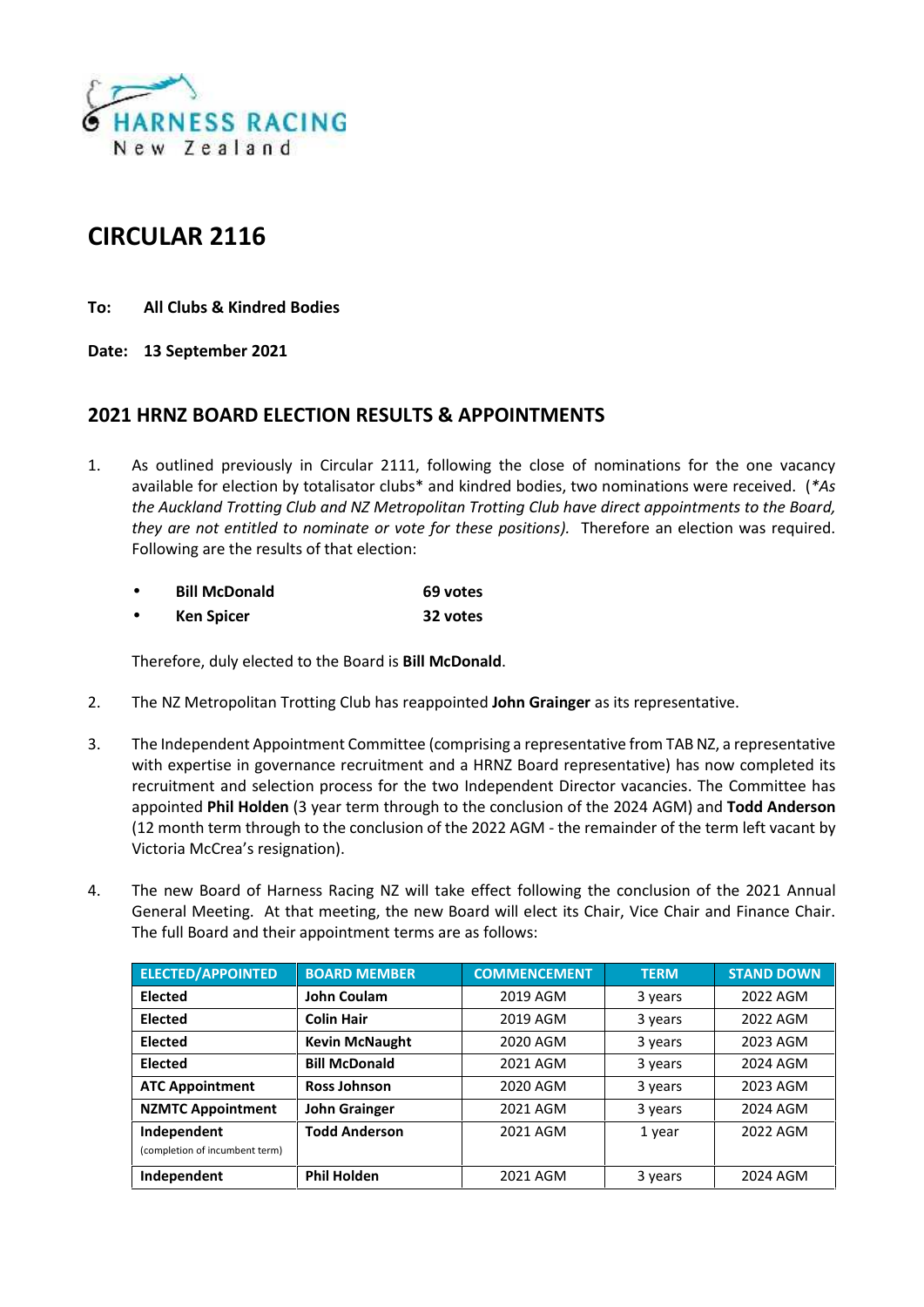HARNESS RACING
New Zealand

# CIRCULAR 2116

**To: All Clubs & Kindred Bodies**

**Date: 13 September 2021**

## 2021 HRNZ BOARD ELECTION RESULTS & APPOINTMENTS

1. As outlined previously in Circular 2111, following the close of nominations for the one vacancy available for election by totalisator clubs* and kindred bodies, two nominations were received. (*\*As the Auckland Trotting Club and NZ Metropolitan Trotting Club have direct appointments to the Board, they are not entitled to nominate or vote for these positions).* Therefore an election was required. Following are the results of that election:

   - **Bill McDonald** **69 votes**
   - **Ken Spicer** **32 votes**

   Therefore, duly elected to the Board is **Bill McDonald**.

2. The NZ Metropolitan Trotting Club has reappointed **John Grainger** as its representative.

3. The Independent Appointment Committee (comprising a representative from TAB NZ, a representative with expertise in governance recruitment and a HRNZ Board representative) has now completed its recruitment and selection process for the two Independent Director vacancies. The Committee has appointed **Phil Holden** (3 year term through to the conclusion of the 2024 AGM) and **Todd Anderson** (12 month term through to the conclusion of the 2022 AGM - the remainder of the term left vacant by Victoria McCrea's resignation).

4. The new Board of Harness Racing NZ will take effect following the conclusion of the 2021 Annual General Meeting. At that meeting, the new Board will elect its Chair, Vice Chair and Finance Chair. The full Board and their appointment terms are as follows:

| ELECTED/APPOINTED | BOARD MEMBER | COMMENCEMENT | TERM | STAND DOWN |
|---|---|---|---|---|
| **Elected** | **John Coulam** | 2019 AGM | 3 years | 2022 AGM |
| **Elected** | **Colin Hair** | 2019 AGM | 3 years | 2022 AGM |
| **Elected** | **Kevin McNaught** | 2020 AGM | 3 years | 2023 AGM |
| **Elected** | **Bill McDonald** | 2021 AGM | 3 years | 2024 AGM |
| **ATC Appointment** | **Ross Johnson** | 2020 AGM | 3 years | 2023 AGM |
| **NZMTC Appointment** | **John Grainger** | 2021 AGM | 3 years | 2024 AGM |
| **Independent** (completion of incumbent term) | **Todd Anderson** | 2021 AGM | 1 year | 2022 AGM |
| **Independent** | **Phil Holden** | 2021 AGM | 3 years | 2024 AGM |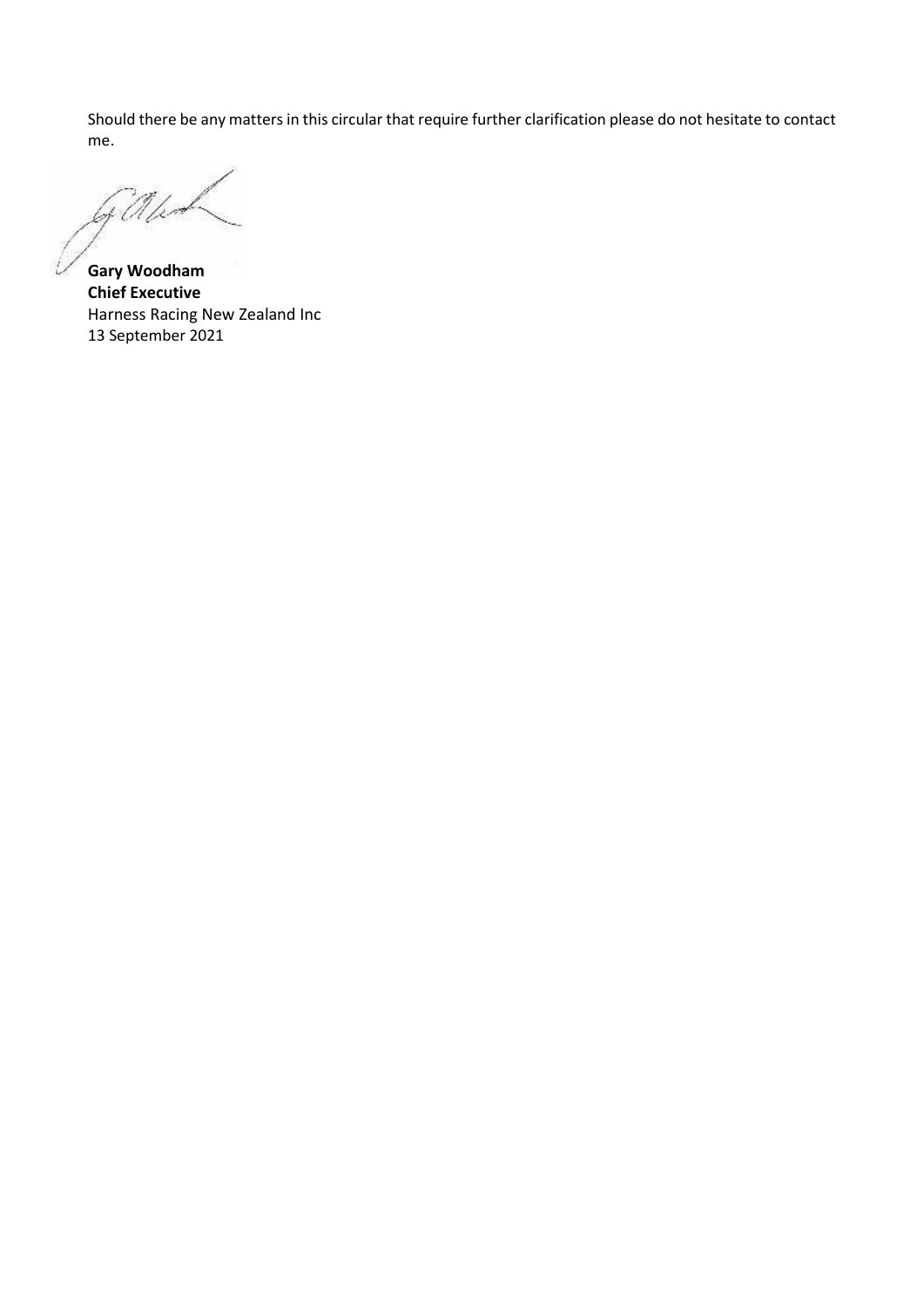Should there be any matters in this circular that require further clarification please do not hesitate to contact me.

**Gary Woodham**
**Chief Executive**
Harness Racing New Zealand Inc
13 September 2021